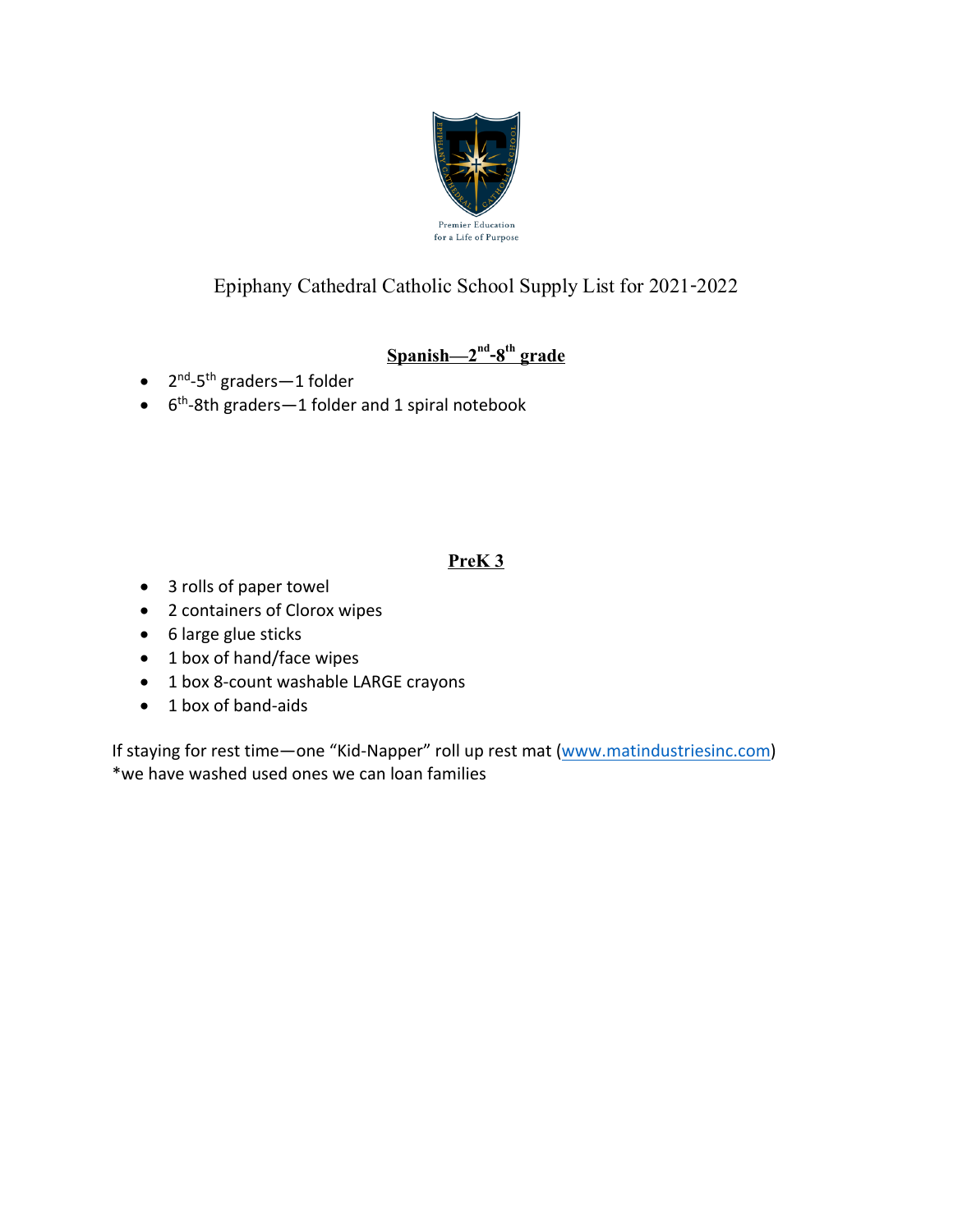Premier Education for a Life of Purpose

# Epiphany Cathedral Catholic School Supply List for 2021-2022

## Spanish—2nd-8th grade

- 2nd-5th graders—1 folder
- 6th-8th graders—1 folder and 1 spiral notebook

## PreK 3

- 3 rolls of paper towel
- 2 containers of Clorox wipes
- 6 large glue sticks
- 1 box of hand/face wipes
- 1 box 8-count washable LARGE crayons
- 1 box of band-aids

If staying for rest time—one "Kid-Napper" roll up rest mat (www.matindustriesinc.com)
*we have washed used ones we can loan families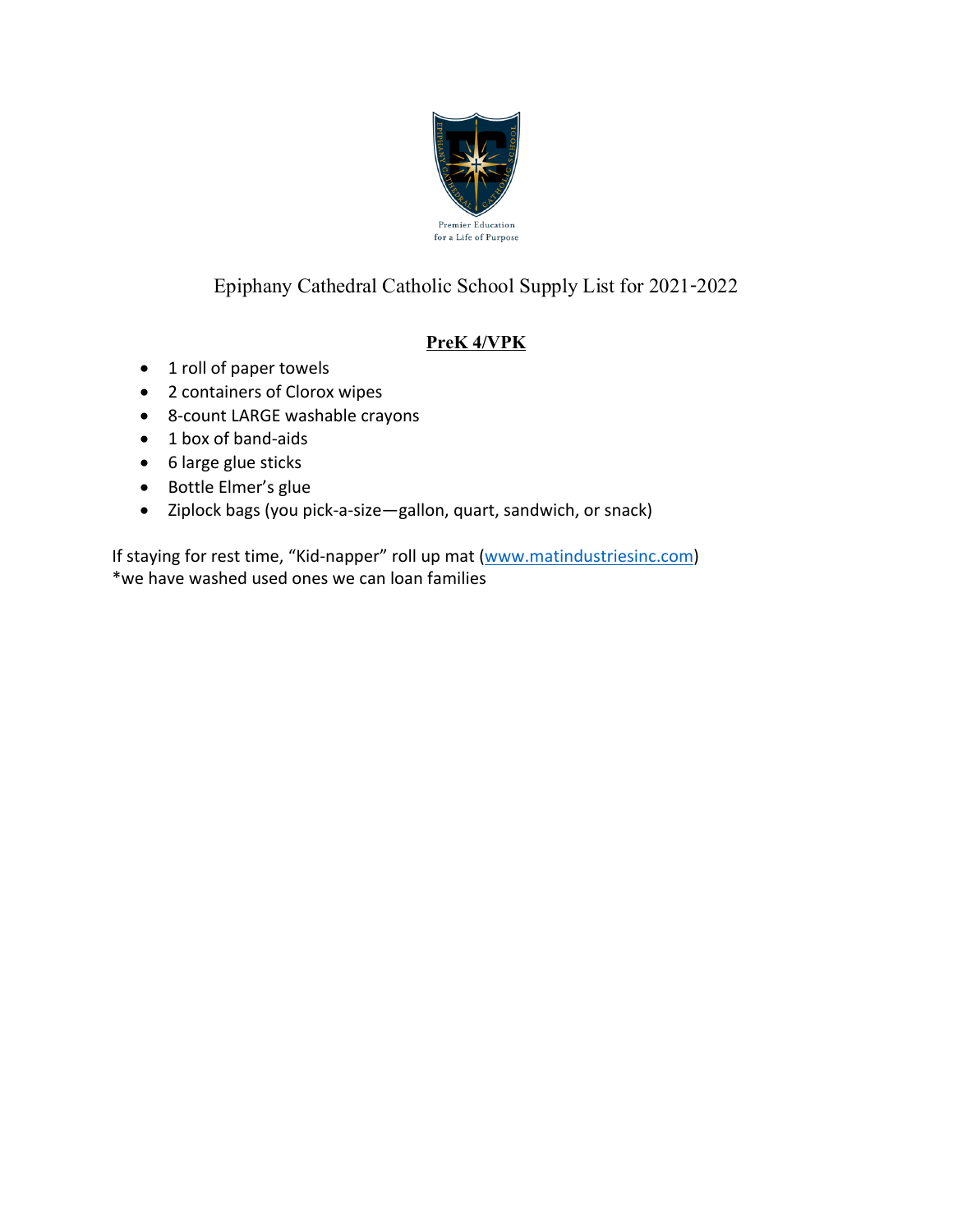Premier Education
for a Life of Purpose

# Epiphany Cathedral Catholic School Supply List for 2021-2022

## **PreK 4/VPK**

- 1 roll of paper towels
- 2 containers of Clorox wipes
- 8-count LARGE washable crayons
- 1 box of band-aids
- 6 large glue sticks
- Bottle Elmer's glue
- Ziplock bags (you pick-a-size—gallon, quart, sandwich, or snack)

If staying for rest time, "Kid-napper" roll up mat (www.matindustriesinc.com)
*we have washed used ones we can loan families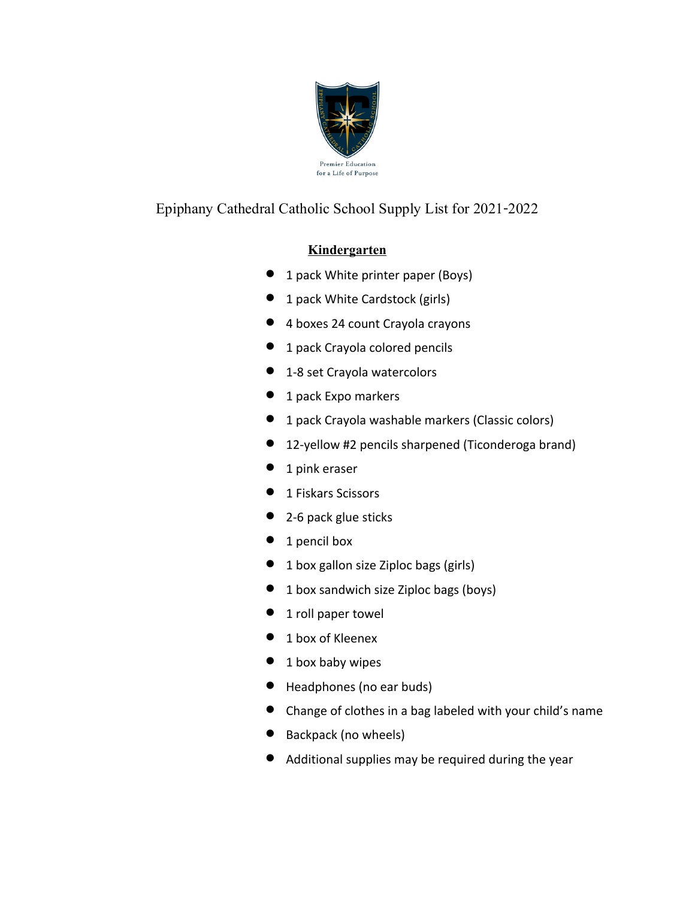Premier Education for a Life of Purpose

# Epiphany Cathedral Catholic School Supply List for 2021-2022

## Kindergarten

- 1 pack White printer paper (Boys)
- 1 pack White Cardstock (girls)
- 4 boxes 24 count Crayola crayons
- 1 pack Crayola colored pencils
- 1-8 set Crayola watercolors
- 1 pack Expo markers
- 1 pack Crayola washable markers (Classic colors)
- 12-yellow #2 pencils sharpened (Ticonderoga brand)
- 1 pink eraser
- 1 Fiskars Scissors
- 2-6 pack glue sticks
- 1 pencil box
- 1 box gallon size Ziploc bags (girls)
- 1 box sandwich size Ziploc bags (boys)
- 1 roll paper towel
- 1 box of Kleenex
- 1 box baby wipes
- Headphones (no ear buds)
- Change of clothes in a bag labeled with your child's name
- Backpack (no wheels)
- Additional supplies may be required during the year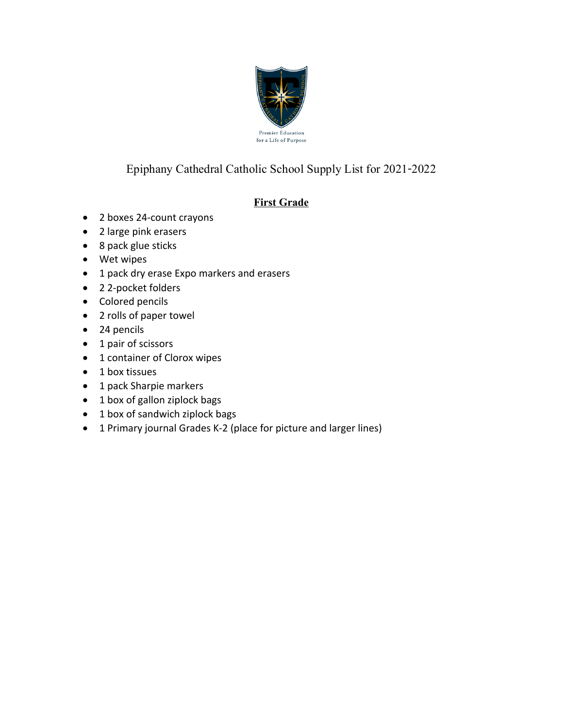Premier Education
for a Life of Purpose

Epiphany Cathedral Catholic School Supply List for 2021-2022

## First Grade

- 2 boxes 24-count crayons
- 2 large pink erasers
- 8 pack glue sticks
- Wet wipes
- 1 pack dry erase Expo markers and erasers
- 2 2-pocket folders
- Colored pencils
- 2 rolls of paper towel
- 24 pencils
- 1 pair of scissors
- 1 container of Clorox wipes
- 1 box tissues
- 1 pack Sharpie markers
- 1 box of gallon ziplock bags
- 1 box of sandwich ziplock bags
- 1 Primary journal Grades K-2 (place for picture and larger lines)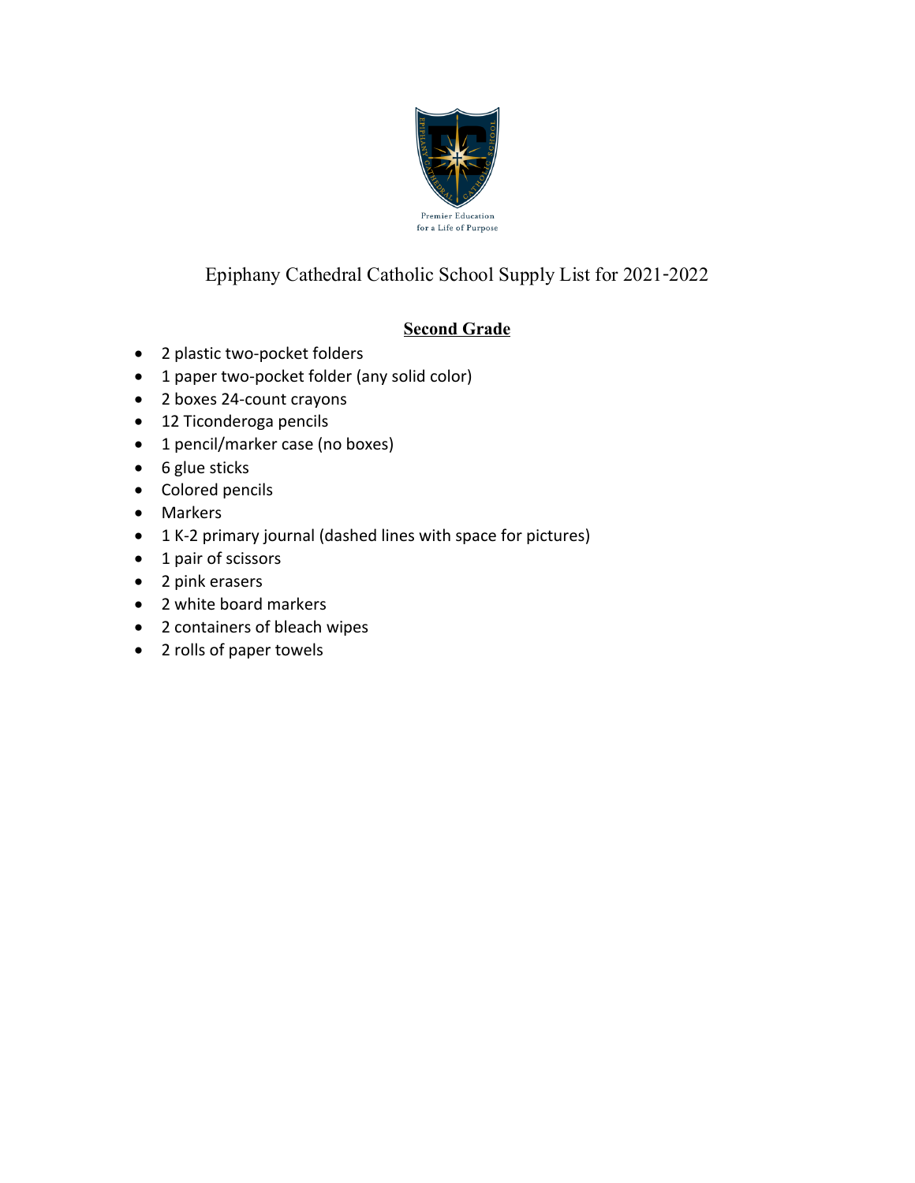Premier Education for a Life of Purpose

# Epiphany Cathedral Catholic School Supply List for 2021-2022

## Second Grade

- 2 plastic two-pocket folders
- 1 paper two-pocket folder (any solid color)
- 2 boxes 24-count crayons
- 12 Ticonderoga pencils
- 1 pencil/marker case (no boxes)
- 6 glue sticks
- Colored pencils
- Markers
- 1 K-2 primary journal (dashed lines with space for pictures)
- 1 pair of scissors
- 2 pink erasers
- 2 white board markers
- 2 containers of bleach wipes
- 2 rolls of paper towels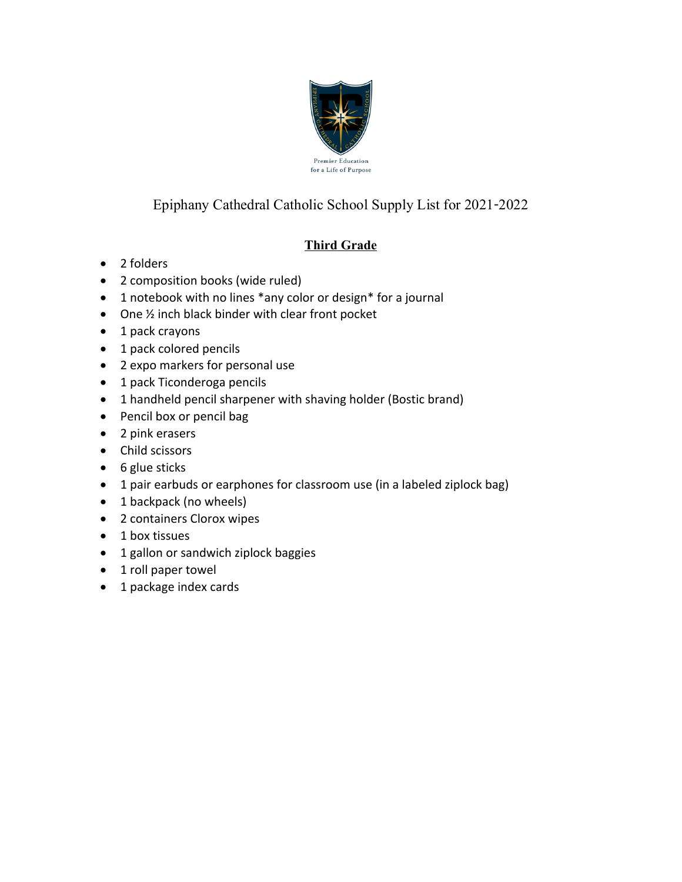Premier Education
for a Life of Purpose

Epiphany Cathedral Catholic School Supply List for 2021-2022

## Third Grade

- 2 folders
- 2 composition books (wide ruled)
- 1 notebook with no lines *any color or design* for a journal
- One ½ inch black binder with clear front pocket
- 1 pack crayons
- 1 pack colored pencils
- 2 expo markers for personal use
- 1 pack Ticonderoga pencils
- 1 handheld pencil sharpener with shaving holder (Bostic brand)
- Pencil box or pencil bag
- 2 pink erasers
- Child scissors
- 6 glue sticks
- 1 pair earbuds or earphones for classroom use (in a labeled ziplock bag)
- 1 backpack (no wheels)
- 2 containers Clorox wipes
- 1 box tissues
- 1 gallon or sandwich ziplock baggies
- 1 roll paper towel
- 1 package index cards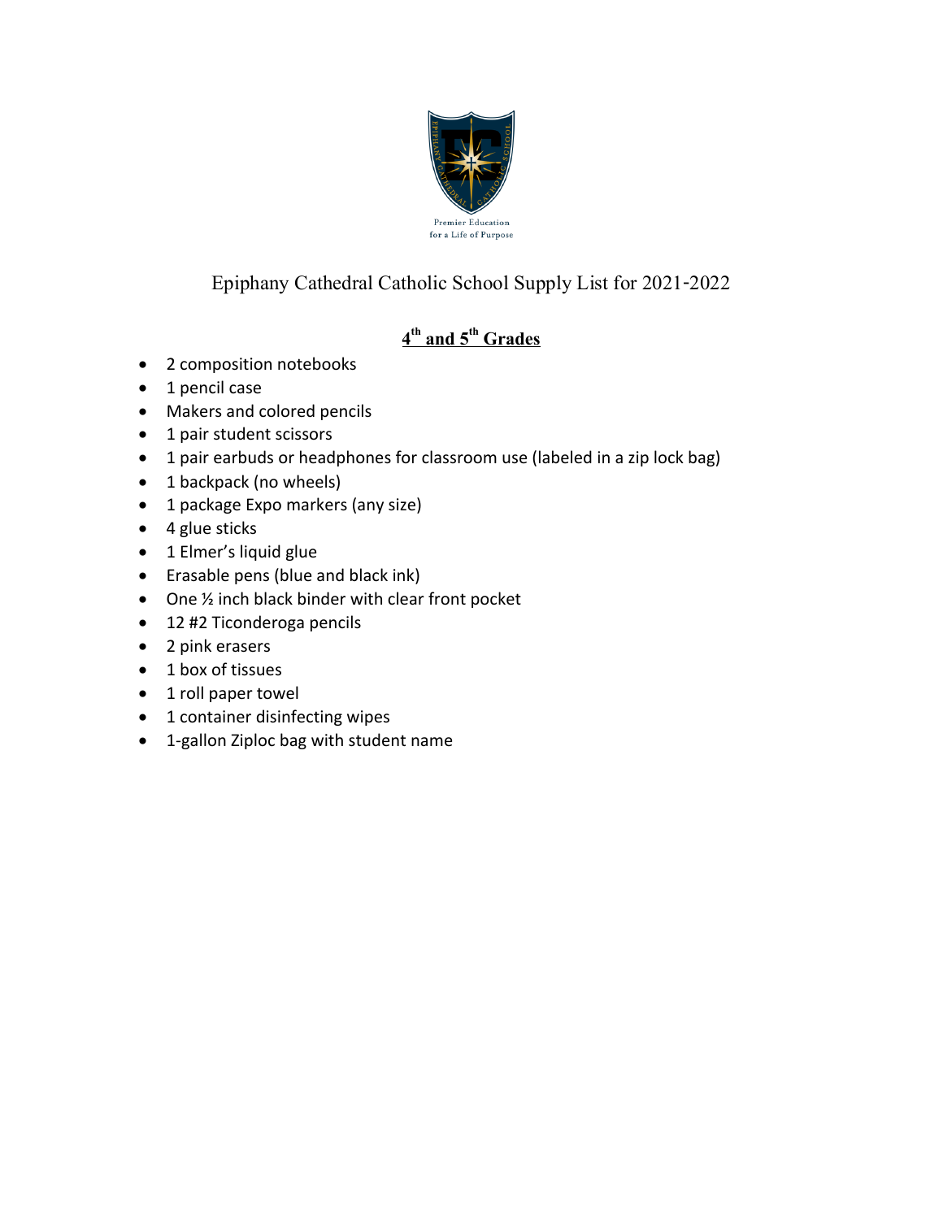Premier Education
for a Life of Purpose

# Epiphany Cathedral Catholic School Supply List for 2021-2022

## 4th and 5th Grades

- 2 composition notebooks
- 1 pencil case
- Makers and colored pencils
- 1 pair student scissors
- 1 pair earbuds or headphones for classroom use (labeled in a zip lock bag)
- 1 backpack (no wheels)
- 1 package Expo markers (any size)
- 4 glue sticks
- 1 Elmer's liquid glue
- Erasable pens (blue and black ink)
- One ½ inch black binder with clear front pocket
- 12 #2 Ticonderoga pencils
- 2 pink erasers
- 1 box of tissues
- 1 roll paper towel
- 1 container disinfecting wipes
- 1-gallon Ziploc bag with student name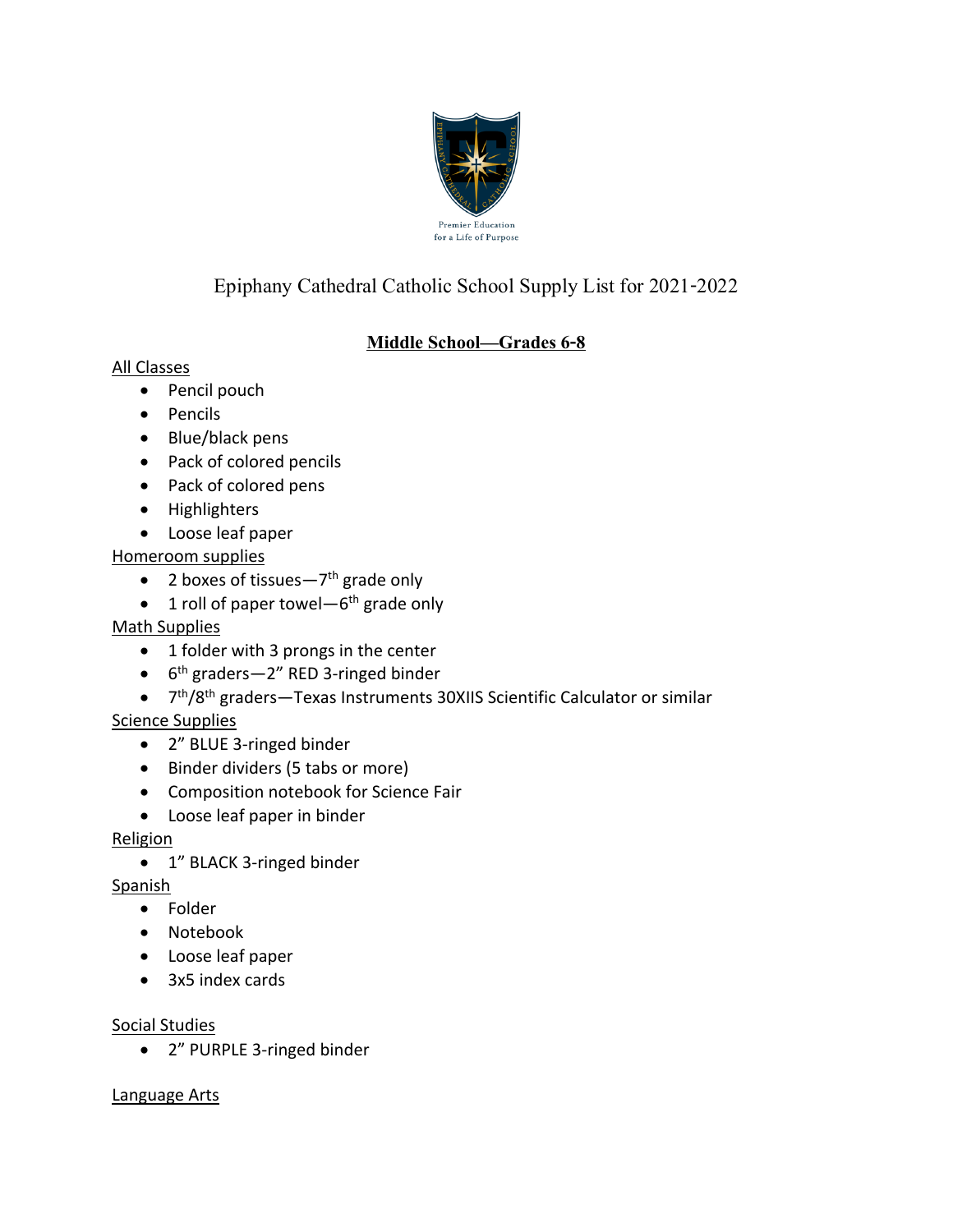Premier Education for a Life of Purpose

# Epiphany Cathedral Catholic School Supply List for 2021-2022

## Middle School—Grades 6-8

All Classes

- Pencil pouch
- Pencils
- Blue/black pens
- Pack of colored pencils
- Pack of colored pens
- Highlighters
- Loose leaf paper

Homeroom supplies

- 2 boxes of tissues—7th grade only
- 1 roll of paper towel—6th grade only

Math Supplies

- 1 folder with 3 prongs in the center
- 6th graders—2" RED 3-ringed binder
- 7th/8th graders—Texas Instruments 30XIIS Scientific Calculator or similar

Science Supplies

- 2" BLUE 3-ringed binder
- Binder dividers (5 tabs or more)
- Composition notebook for Science Fair
- Loose leaf paper in binder

Religion

- 1" BLACK 3-ringed binder

Spanish

- Folder
- Notebook
- Loose leaf paper
- 3x5 index cards

Social Studies

- 2" PURPLE 3-ringed binder

Language Arts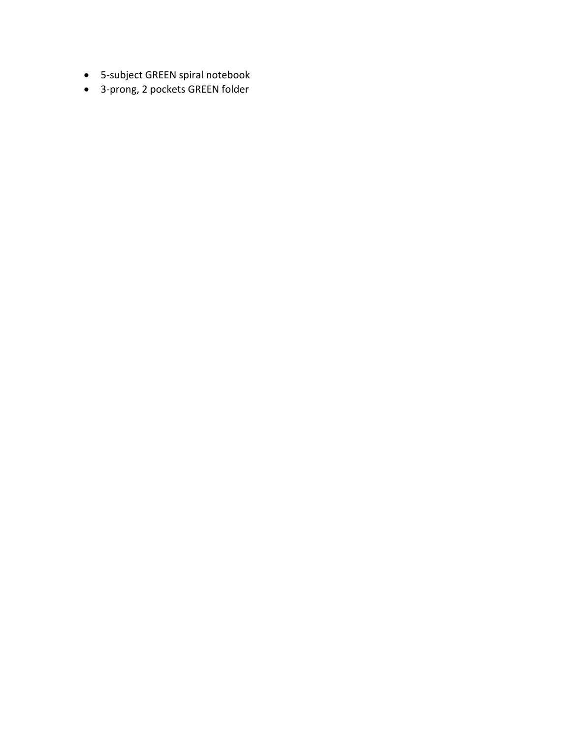- 5-subject GREEN spiral notebook
- 3-prong, 2 pockets GREEN folder